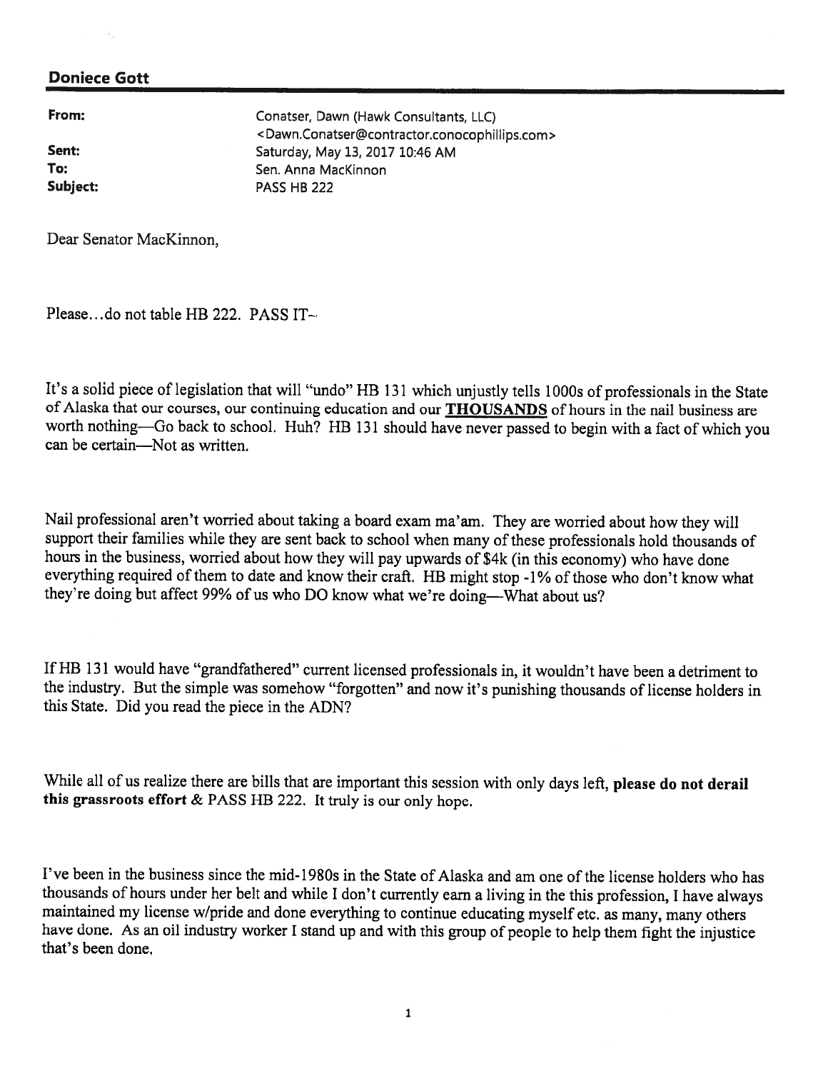**Doniece Gott**

| | |
|---|---|
| **From:** | Conatser, Dawn (Hawk Consultants, LLC) <Dawn.Conatser@contractor.conocophillips.com> |
| **Sent:** | Saturday, May 13, 2017 10:46 AM |
| **To:** | Sen. Anna MacKinnon |
| **Subject:** | PASS HB 222 |

Dear Senator MacKinnon,

Please…do not table HB 222. PASS IT~

It's a solid piece of legislation that will "undo" HB 131 which unjustly tells 1000s of professionals in the State of Alaska that our courses, our continuing education and our **THOUSANDS** of hours in the nail business are worth nothing—Go back to school. Huh? HB 131 should have never passed to begin with a fact of which you can be certain—Not as written.

Nail professional aren't worried about taking a board exam ma'am. They are worried about how they will support their families while they are sent back to school when many of these professionals hold thousands of hours in the business, worried about how they will pay upwards of $4k (in this economy) who have done everything required of them to date and know their craft. HB might stop -1% of those who don't know what they're doing but affect 99% of us who DO know what we're doing—What about us?

If HB 131 would have "grandfathered" current licensed professionals in, it wouldn't have been a detriment to the industry. But the simple was somehow "forgotten" and now it's punishing thousands of license holders in this State. Did you read the piece in the ADN?

While all of us realize there are bills that are important this session with only days left, **please do not derail this grassroots effort** & PASS HB 222. It truly is our only hope.

I've been in the business since the mid-1980s in the State of Alaska and am one of the license holders who has thousands of hours under her belt and while I don't currently earn a living in the this profession, I have always maintained my license w/pride and done everything to continue educating myself etc. as many, many others have done. As an oil industry worker I stand up and with this group of people to help them fight the injustice that's been done.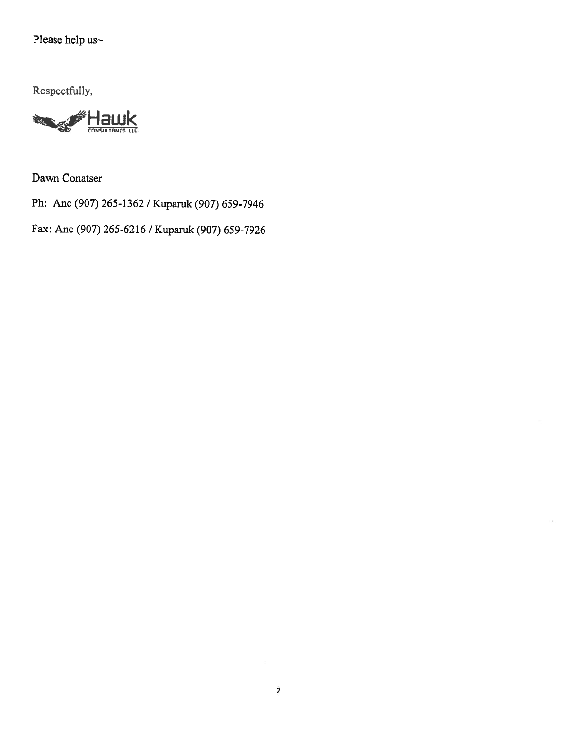Please help us~

Respectfully,

Hawk
CONSULTANTS LLC

Dawn Conatser

Ph: Anc (907) 265-1362 / Kuparuk (907) 659-7946

Fax: Anc (907) 265-6216 / Kuparuk (907) 659-7926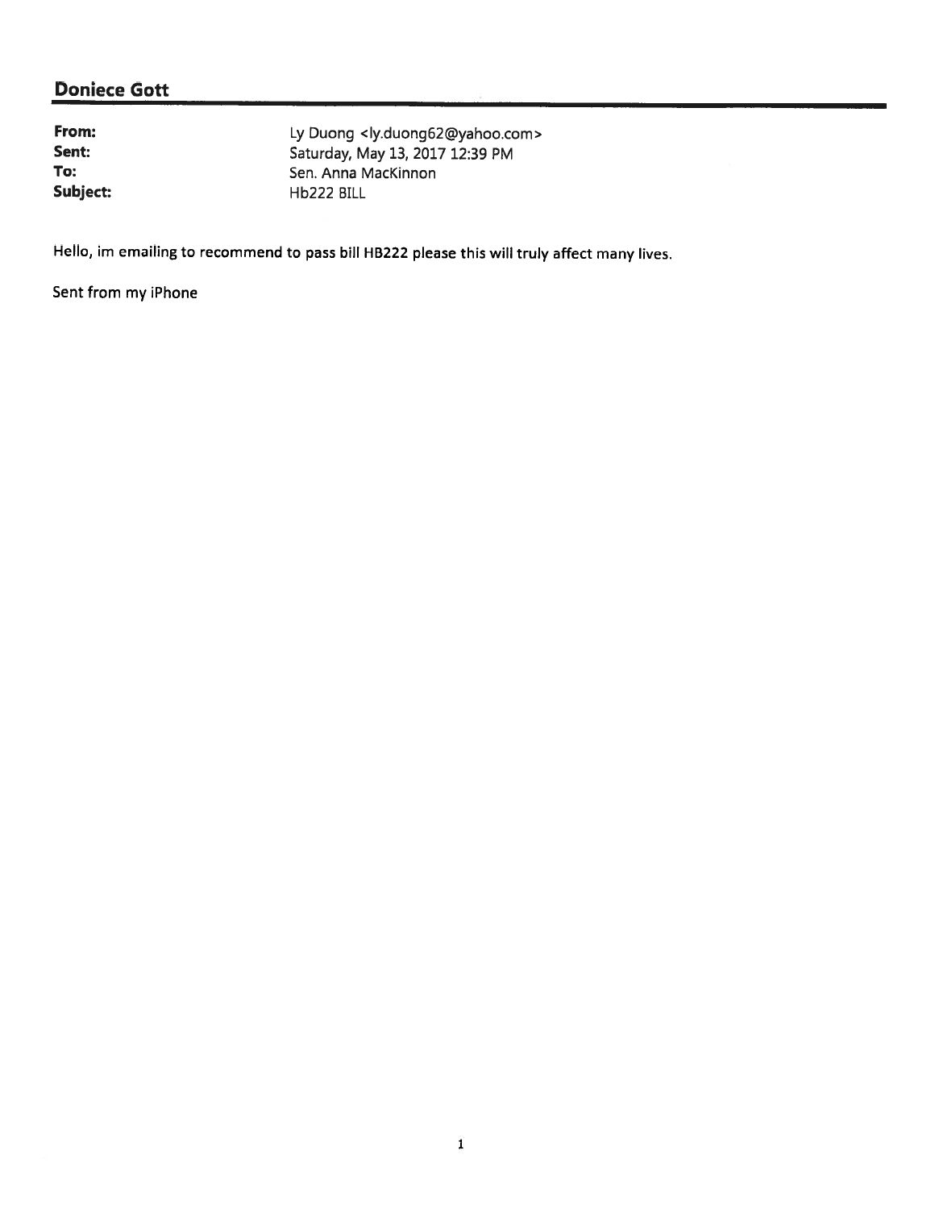## Doniece Gott

| | |
|---|---|
| **From:** | Ly Duong <ly.duong62@yahoo.com> |
| **Sent:** | Saturday, May 13, 2017 12:39 PM |
| **To:** | Sen. Anna MacKinnon |
| **Subject:** | Hb222 BILL |

Hello, im emailing to recommend to pass bill HB222 please this will truly affect many lives.

Sent from my iPhone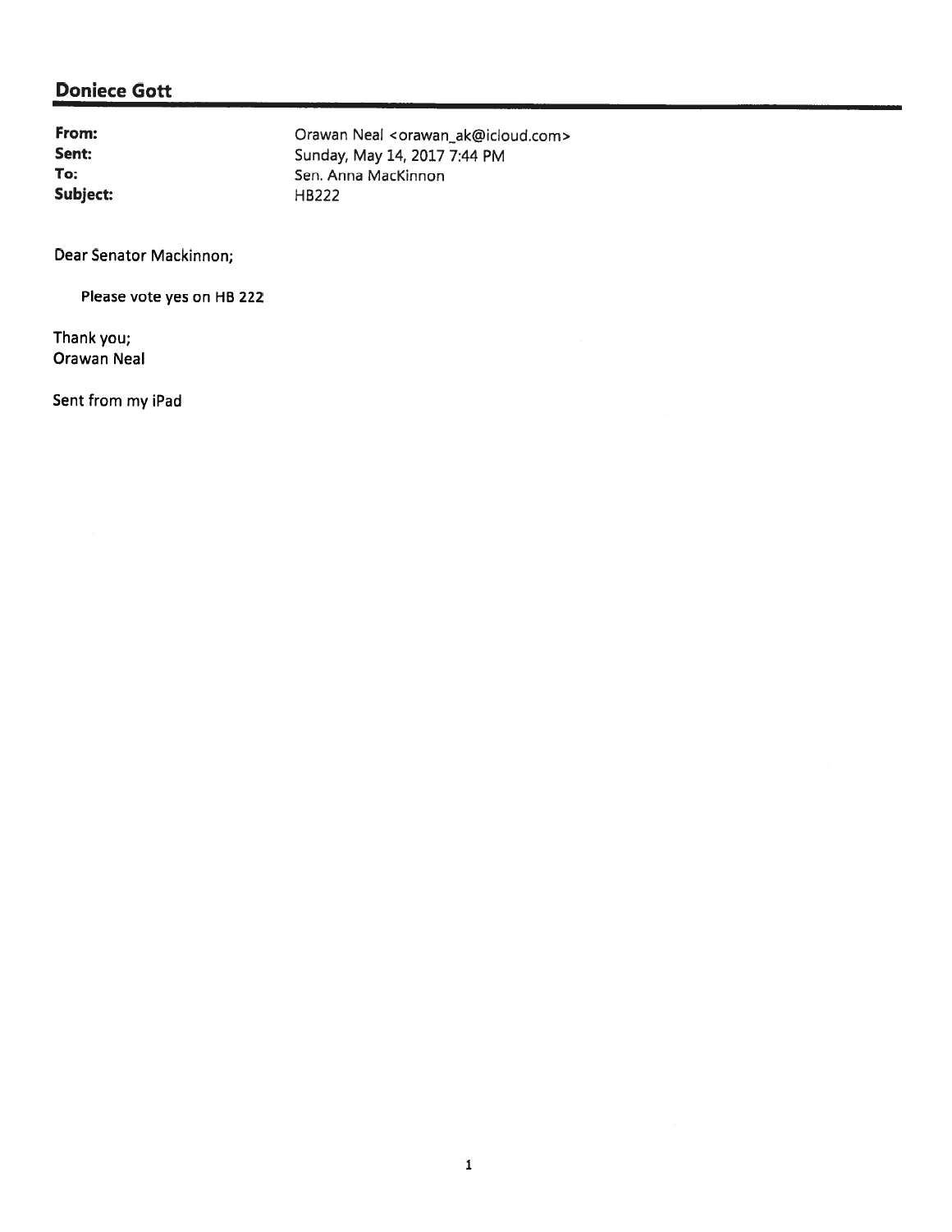## Doniece Gott

**From:** Orawan Neal <orawan_ak@icloud.com>
**Sent:** Sunday, May 14, 2017 7:44 PM
**To:** Sen. Anna MacKinnon
**Subject:** HB222

Dear Senator Mackinnon;

Please vote yes on HB 222

Thank you;
Orawan Neal

Sent from my iPad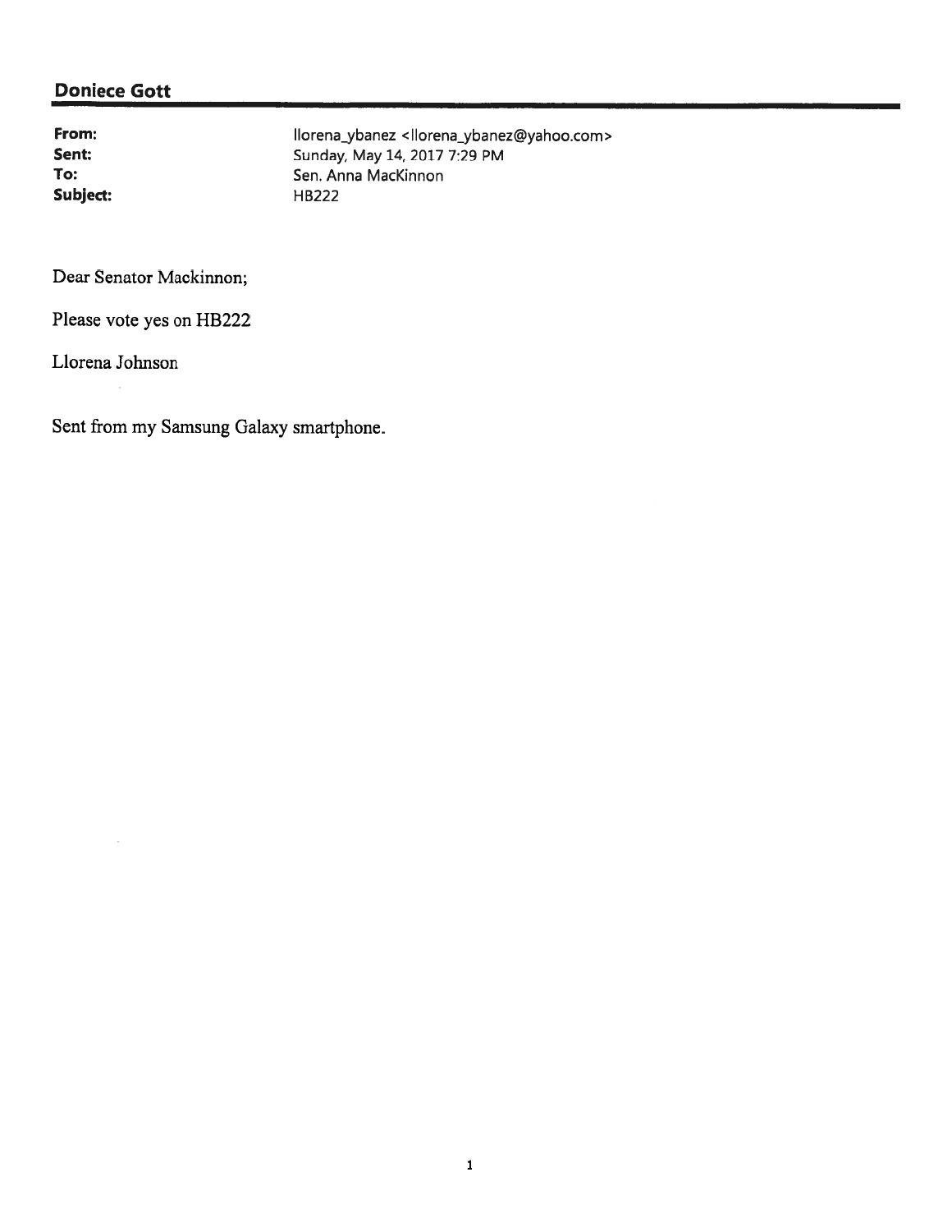## Doniece Gott

| | |
|---|---|
| **From:** | llorena_ybanez <llorena_ybanez@yahoo.com> |
| **Sent:** | Sunday, May 14, 2017 7:29 PM |
| **To:** | Sen. Anna MacKinnon |
| **Subject:** | HB222 |

Dear Senator Mackinnon;

Please vote yes on HB222

Llorena Johnson

Sent from my Samsung Galaxy smartphone.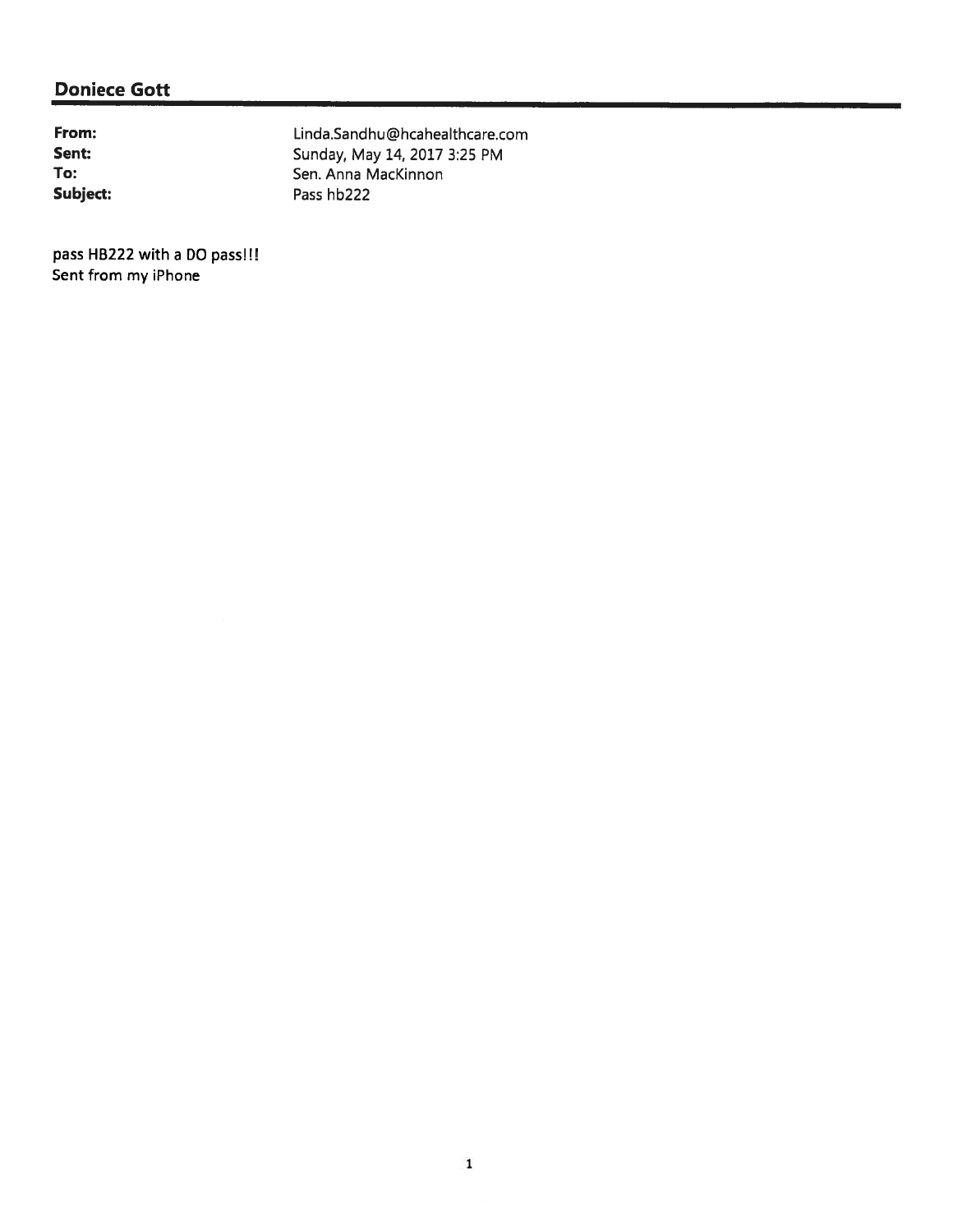**Doniece Gott**

**From:** Linda.Sandhu@hcahealthcare.com
**Sent:** Sunday, May 14, 2017 3:25 PM
**To:** Sen. Anna MacKinnon
**Subject:** Pass hb222

pass HB222 with a DO pass!!!
Sent from my iPhone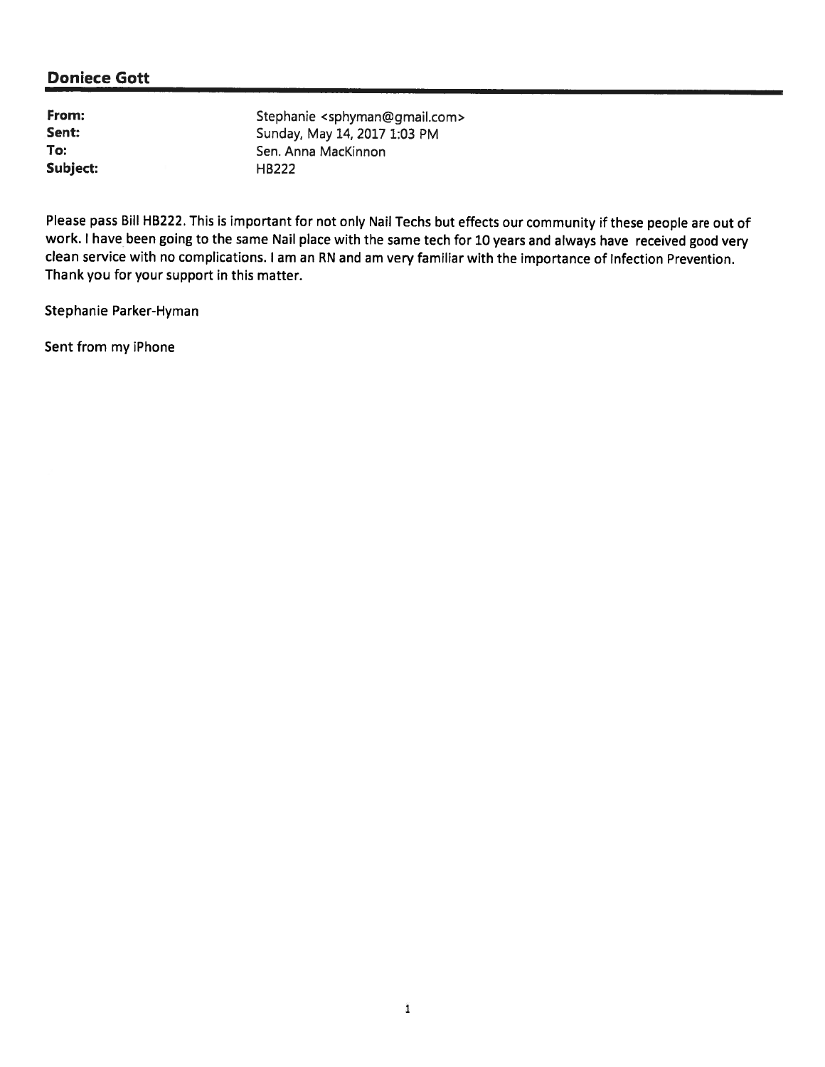## Doniece Gott

| | |
|---|---|
| **From:** | Stephanie <sphyman@gmail.com> |
| **Sent:** | Sunday, May 14, 2017 1:03 PM |
| **To:** | Sen. Anna MacKinnon |
| **Subject:** | HB222 |

Please pass Bill HB222. This is important for not only Nail Techs but effects our community if these people are out of work. I have been going to the same Nail place with the same tech for 10 years and always have received good very clean service with no complications. I am an RN and am very familiar with the importance of Infection Prevention. Thank you for your support in this matter.

Stephanie Parker-Hyman

Sent from my iPhone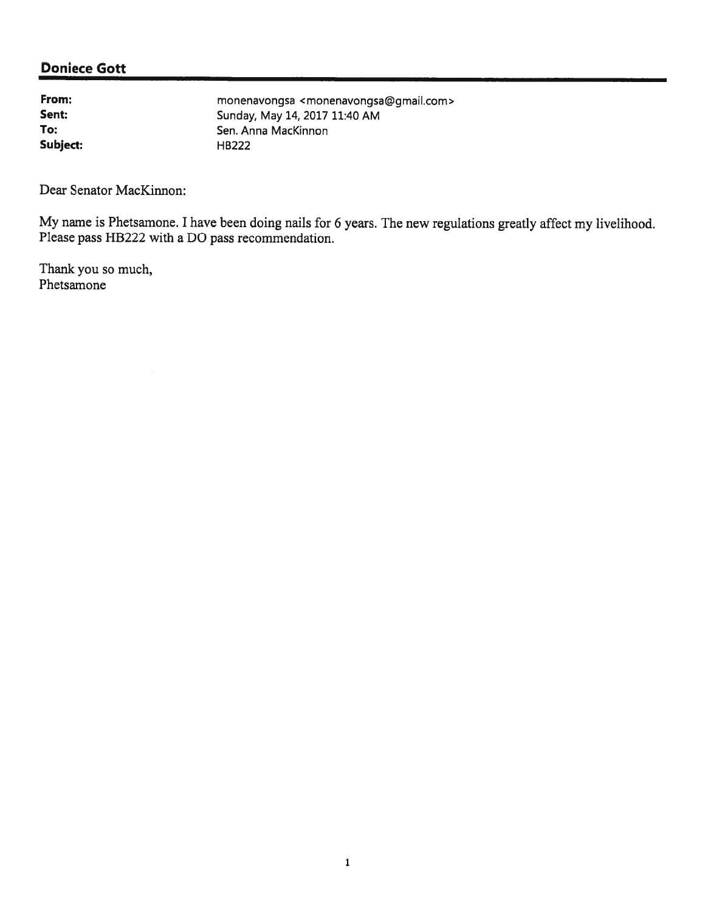**Doniece Gott**

| | |
|---|---|
| **From:** | monenavongsa <monenavongsa@gmail.com> |
| **Sent:** | Sunday, May 14, 2017 11:40 AM |
| **To:** | Sen. Anna MacKinnon |
| **Subject:** | HB222 |

Dear Senator MacKinnon:

My name is Phetsamone. I have been doing nails for 6 years. The new regulations greatly affect my livelihood. Please pass HB222 with a DO pass recommendation.

Thank you so much,
Phetsamone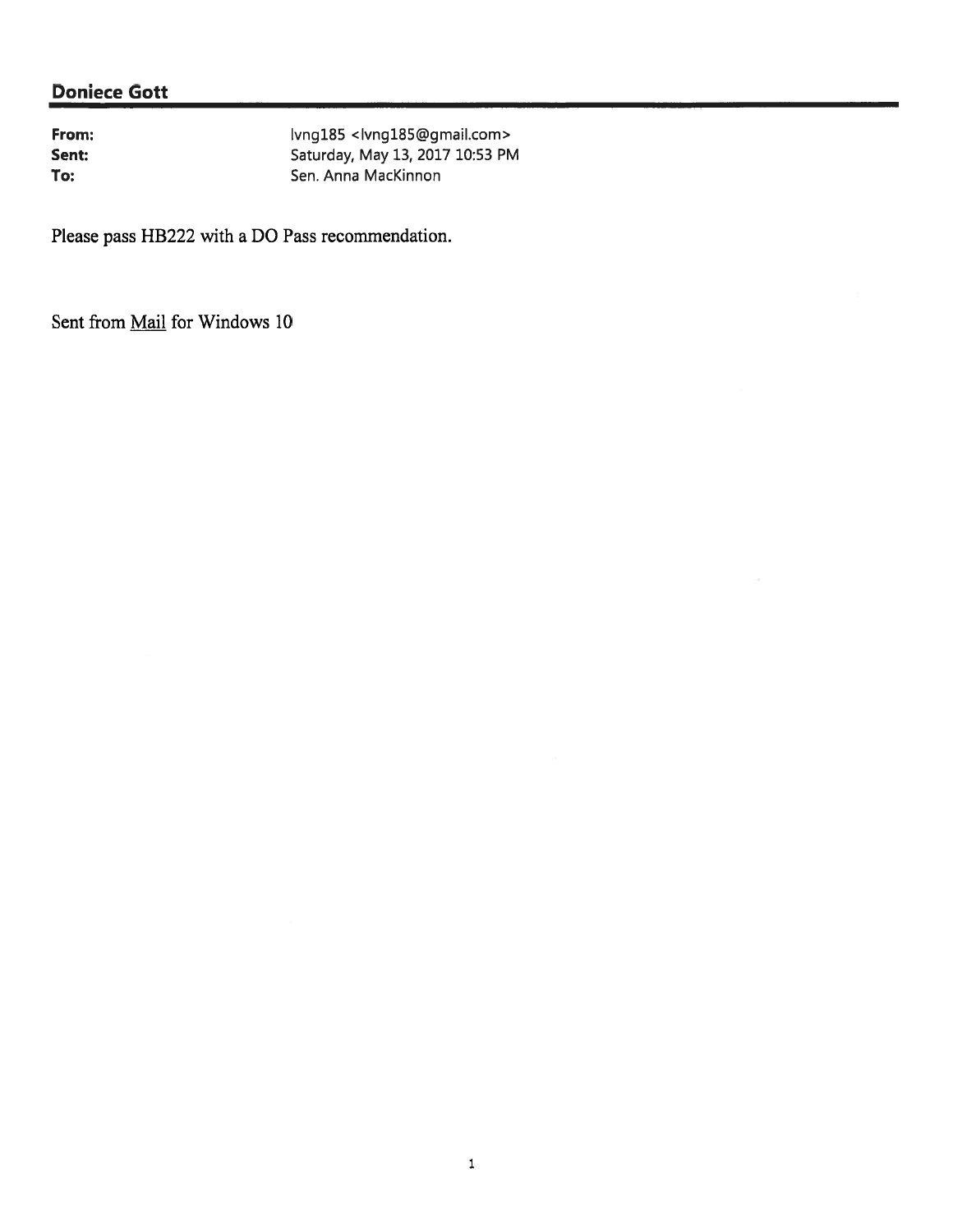## Doniece Gott

**From:** lvng185 <lvng185@gmail.com>
**Sent:** Saturday, May 13, 2017 10:53 PM
**To:** Sen. Anna MacKinnon

Please pass HB222 with a DO Pass recommendation.

Sent from Mail for Windows 10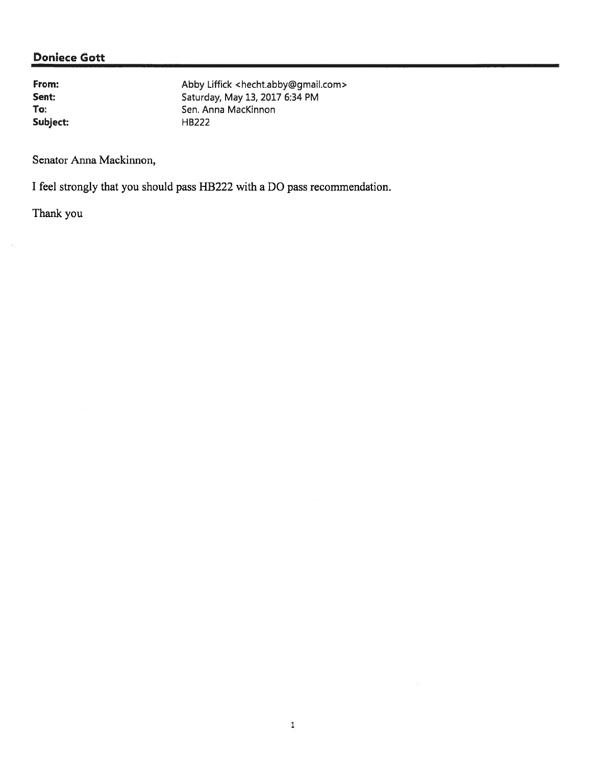## Doniece Gott

| | |
|---|---|
| **From:** | Abby Liffick <hecht.abby@gmail.com> |
| **Sent:** | Saturday, May 13, 2017 6:34 PM |
| **To:** | Sen. Anna MacKinnon |
| **Subject:** | HB222 |

Senator Anna Mackinnon,

I feel strongly that you should pass HB222 with a DO pass recommendation.

Thank you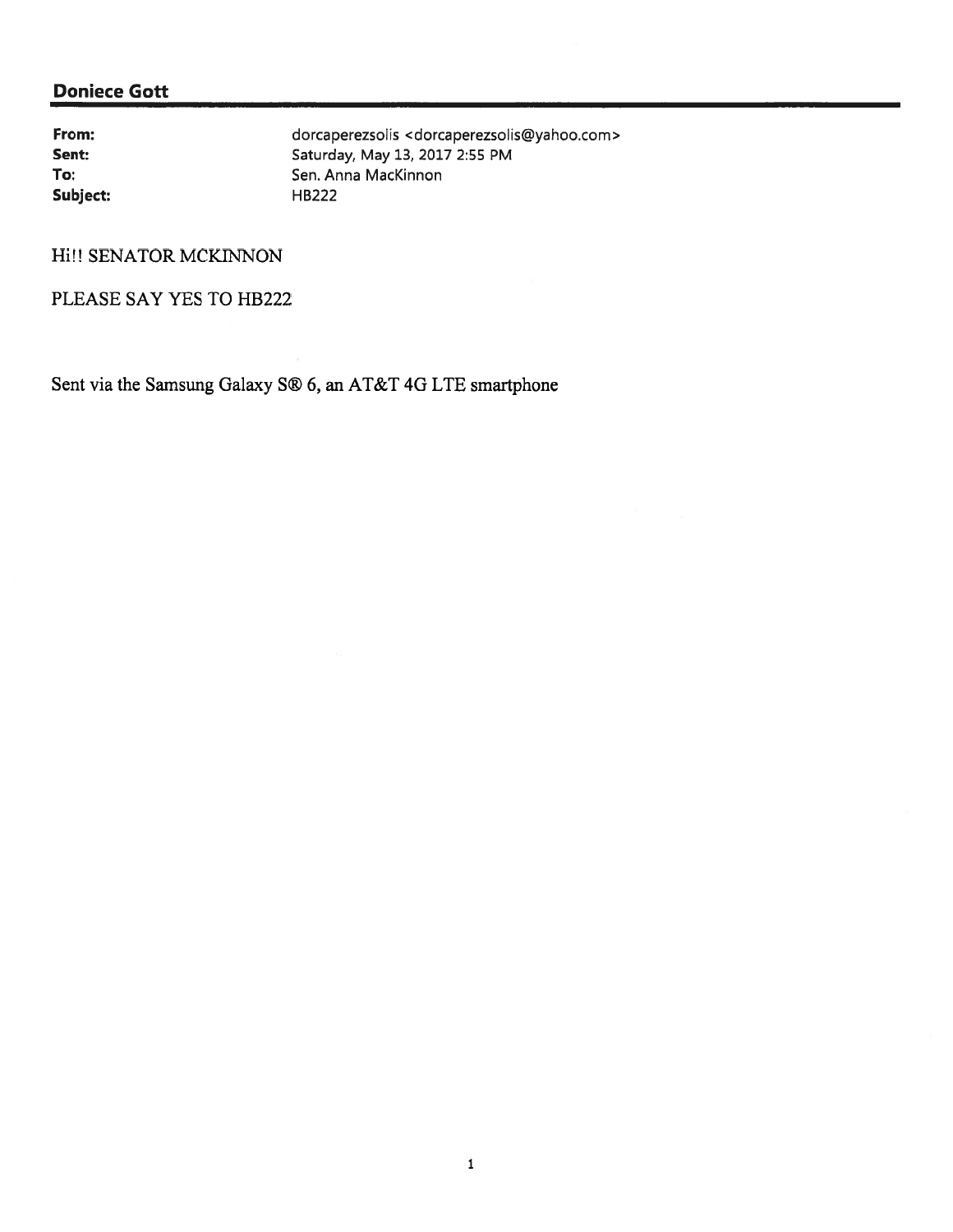**Doniece Gott**

| | |
|---|---|
| **From:** | dorcaperezsolis <dorcaperezsolis@yahoo.com> |
| **Sent:** | Saturday, May 13, 2017 2:55 PM |
| **To:** | Sen. Anna MacKinnon |
| **Subject:** | HB222 |

Hi!! SENATOR MCKINNON

PLEASE SAY YES TO HB222

Sent via the Samsung Galaxy S® 6, an AT&T 4G LTE smartphone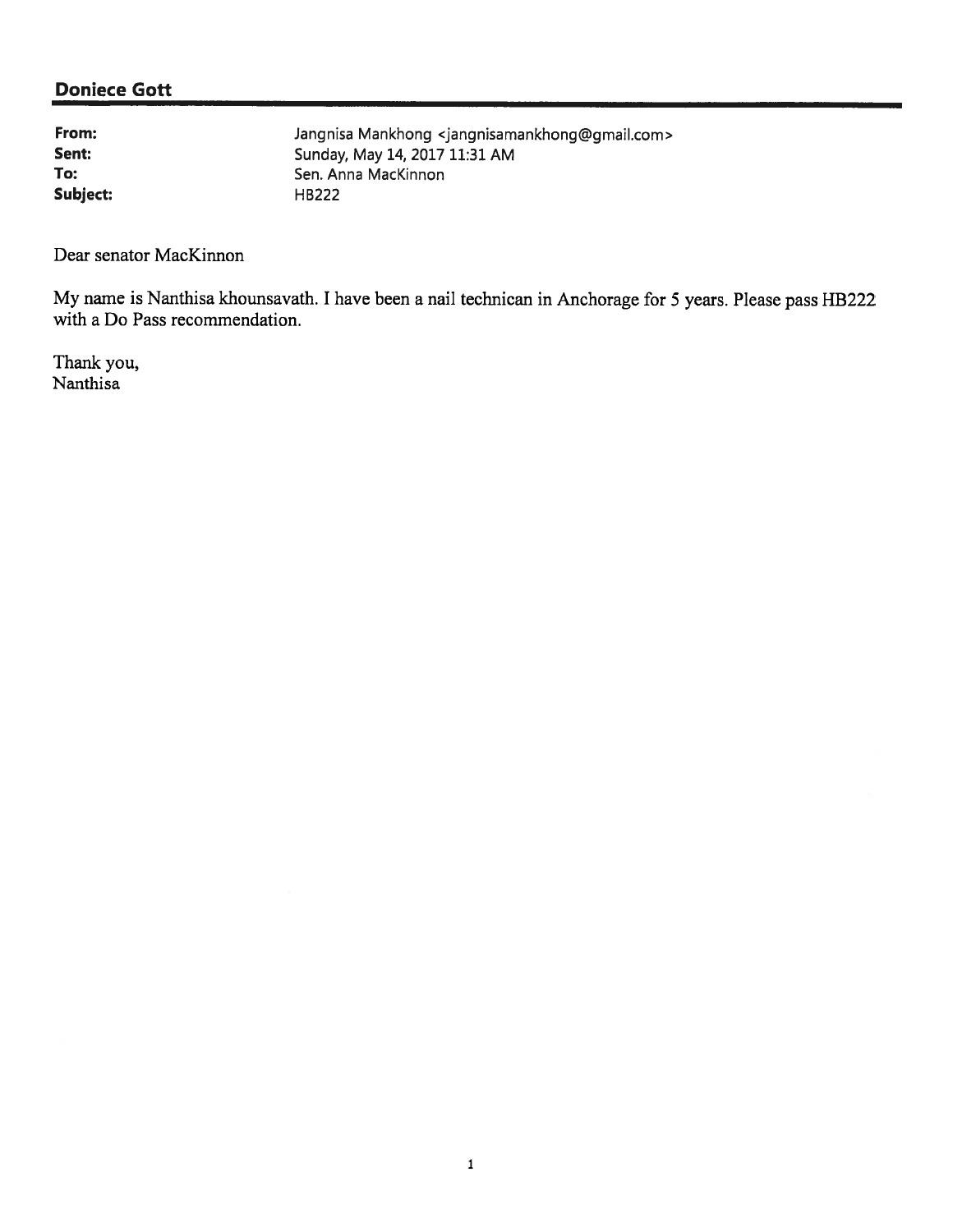## Doniece Gott

| | |
|---|---|
| **From:** | Jangnisa Mankhong <jangnisamankhong@gmail.com> |
| **Sent:** | Sunday, May 14, 2017 11:31 AM |
| **To:** | Sen. Anna MacKinnon |
| **Subject:** | HB222 |

Dear senator MacKinnon

My name is Nanthisa khounsavath. I have been a nail technican in Anchorage for 5 years. Please pass HB222 with a Do Pass recommendation.

Thank you,
Nanthisa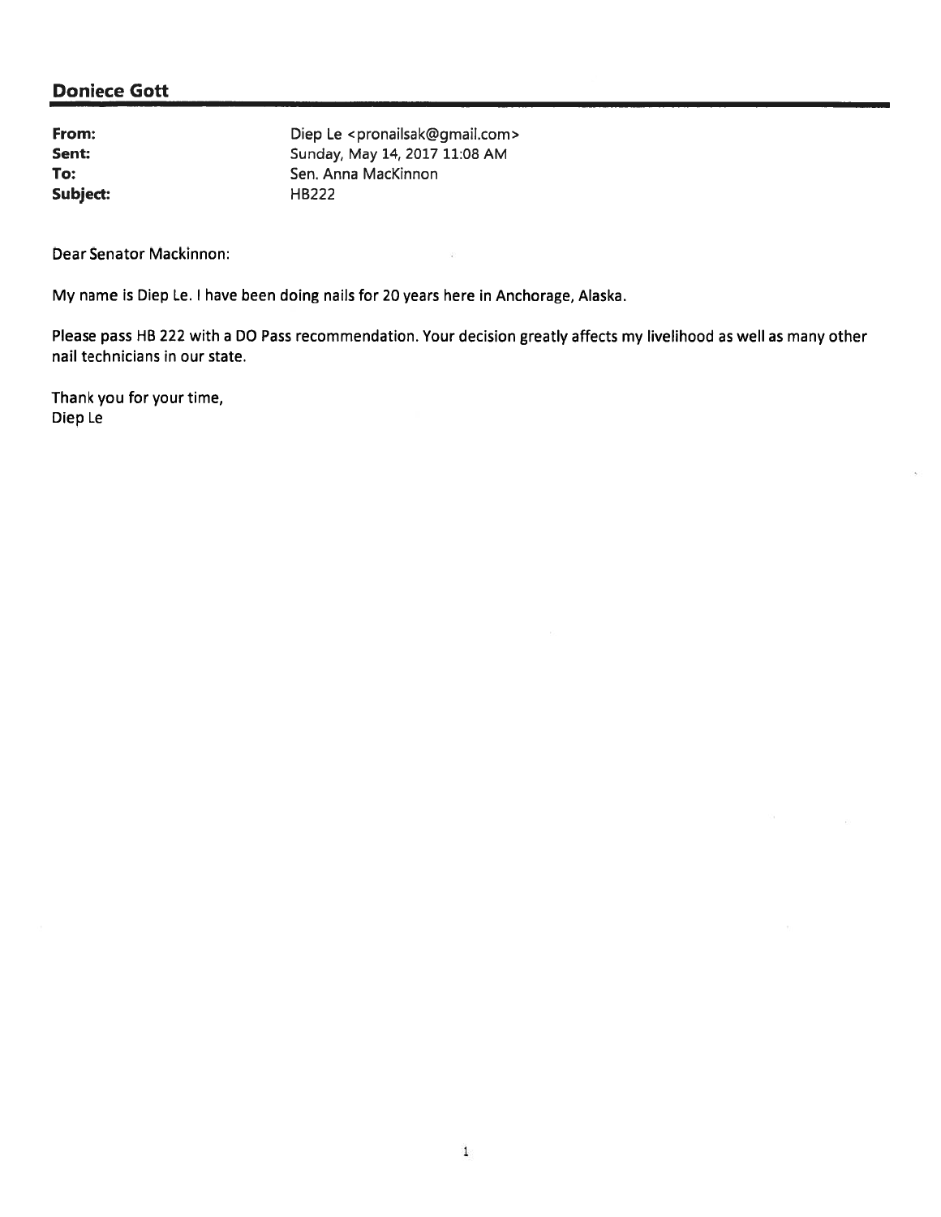## Doniece Gott

**From:** Diep Le <pronailsak@gmail.com>
**Sent:** Sunday, May 14, 2017 11:08 AM
**To:** Sen. Anna MacKinnon
**Subject:** HB222

Dear Senator Mackinnon:

My name is Diep Le. I have been doing nails for 20 years here in Anchorage, Alaska.

Please pass HB 222 with a DO Pass recommendation. Your decision greatly affects my livelihood as well as many other nail technicians in our state.

Thank you for your time,
Diep Le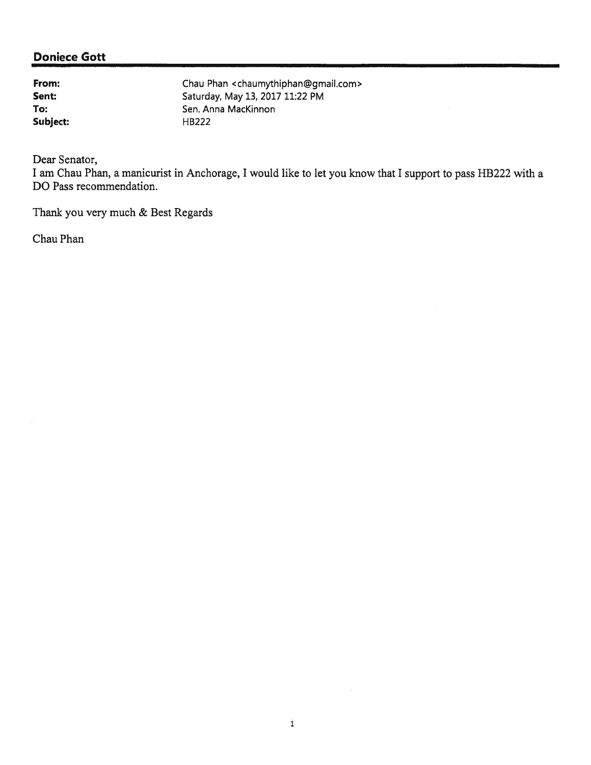**Doniece Gott**

| | |
|---|---|
| **From:** | Chau Phan <chaumythiphan@gmail.com> |
| **Sent:** | Saturday, May 13, 2017 11:22 PM |
| **To:** | Sen. Anna MacKinnon |
| **Subject:** | HB222 |

Dear Senator,

I am Chau Phan, a manicurist in Anchorage, I would like to let you know that I support to pass HB222 with a DO Pass recommendation.

Thank you very much & Best Regards

Chau Phan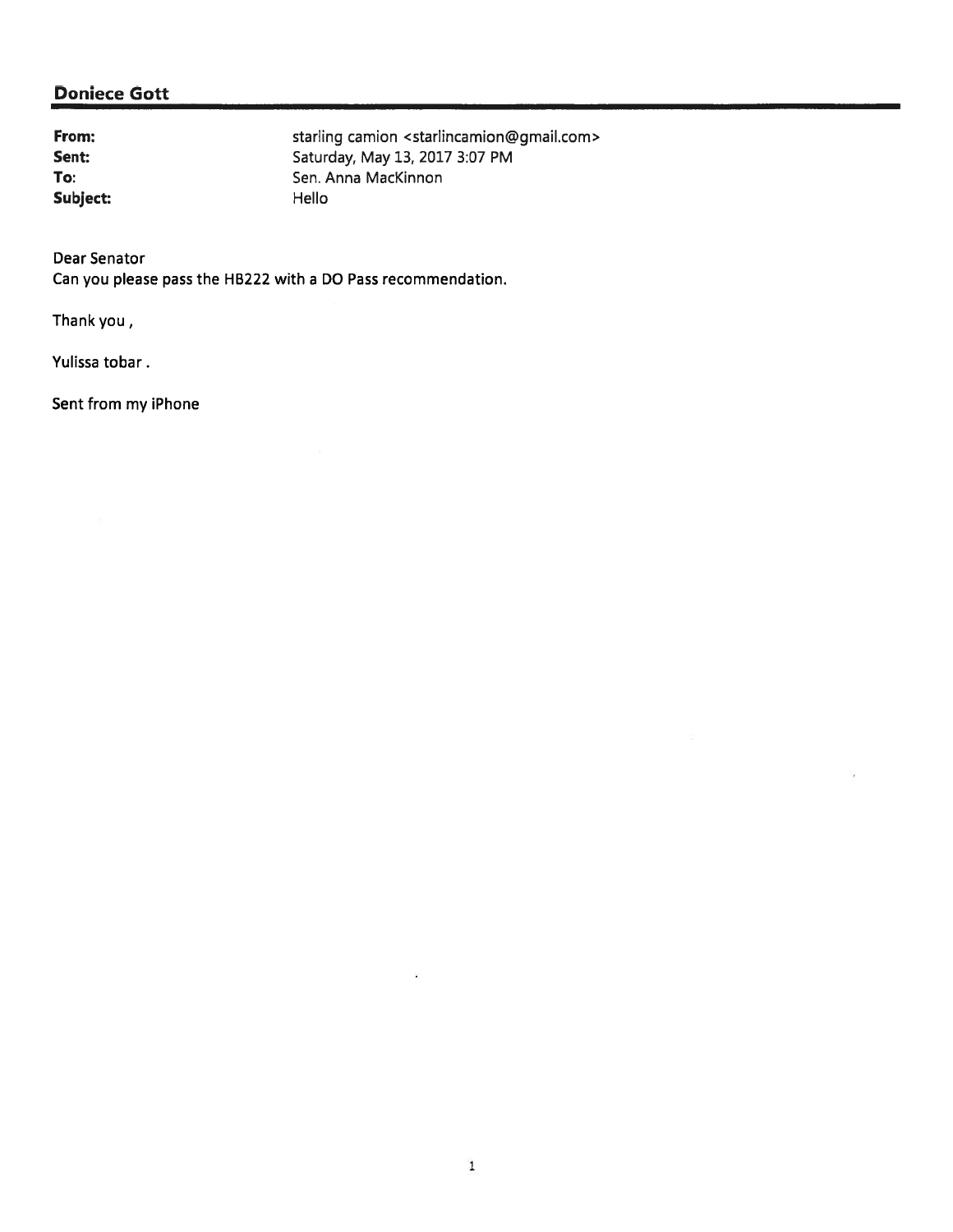## Doniece Gott

| | |
|---|---|
| **From:** | starling camion <starlincamion@gmail.com> |
| **Sent:** | Saturday, May 13, 2017 3:07 PM |
| **To:** | Sen. Anna MacKinnon |
| **Subject:** | Hello |

Dear Senator
Can you please pass the HB222 with a DO Pass recommendation.

Thank you ,

Yulissa tobar .

Sent from my iPhone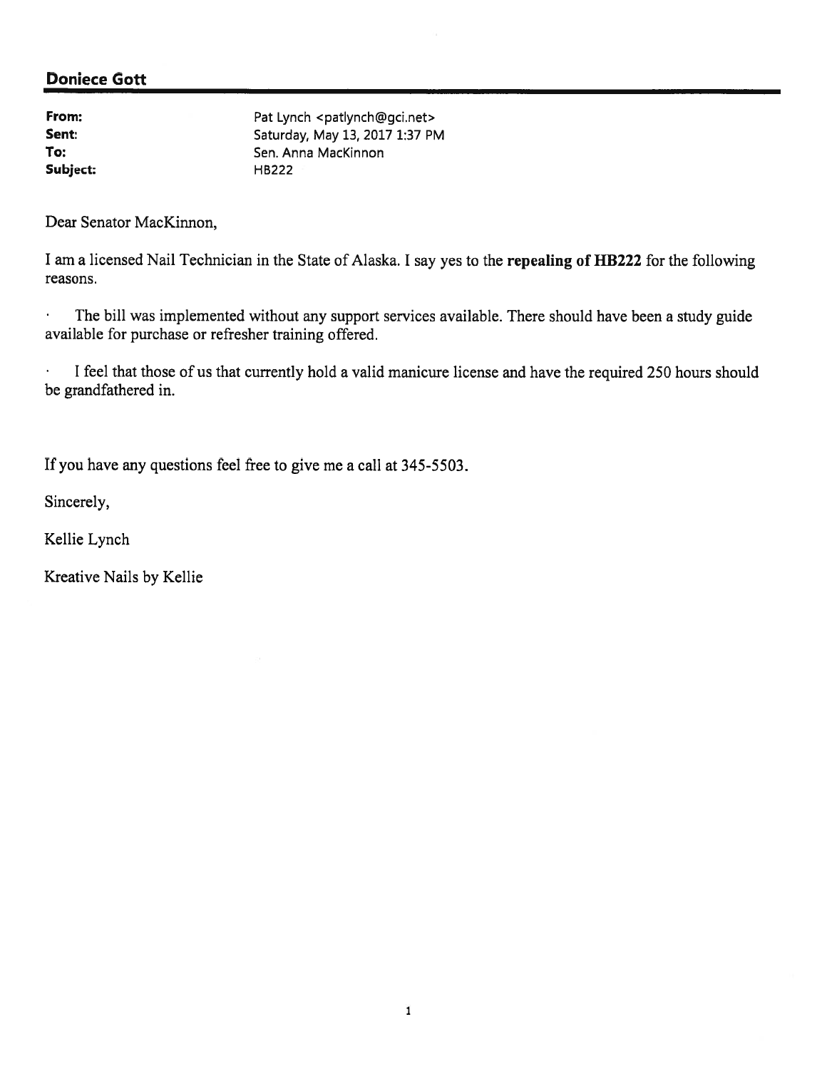## Doniece Gott

| | |
|---|---|
| **From:** | Pat Lynch <patlynch@gci.net> |
| **Sent:** | Saturday, May 13, 2017 1:37 PM |
| **To:** | Sen. Anna MacKinnon |
| **Subject:** | HB222 |

Dear Senator MacKinnon,

I am a licensed Nail Technician in the State of Alaska. I say yes to the **repealing of HB222** for the following reasons.

- The bill was implemented without any support services available. There should have been a study guide available for purchase or refresher training offered.

- I feel that those of us that currently hold a valid manicure license and have the required 250 hours should be grandfathered in.

If you have any questions feel free to give me a call at 345-5503.

Sincerely,

Kellie Lynch

Kreative Nails by Kellie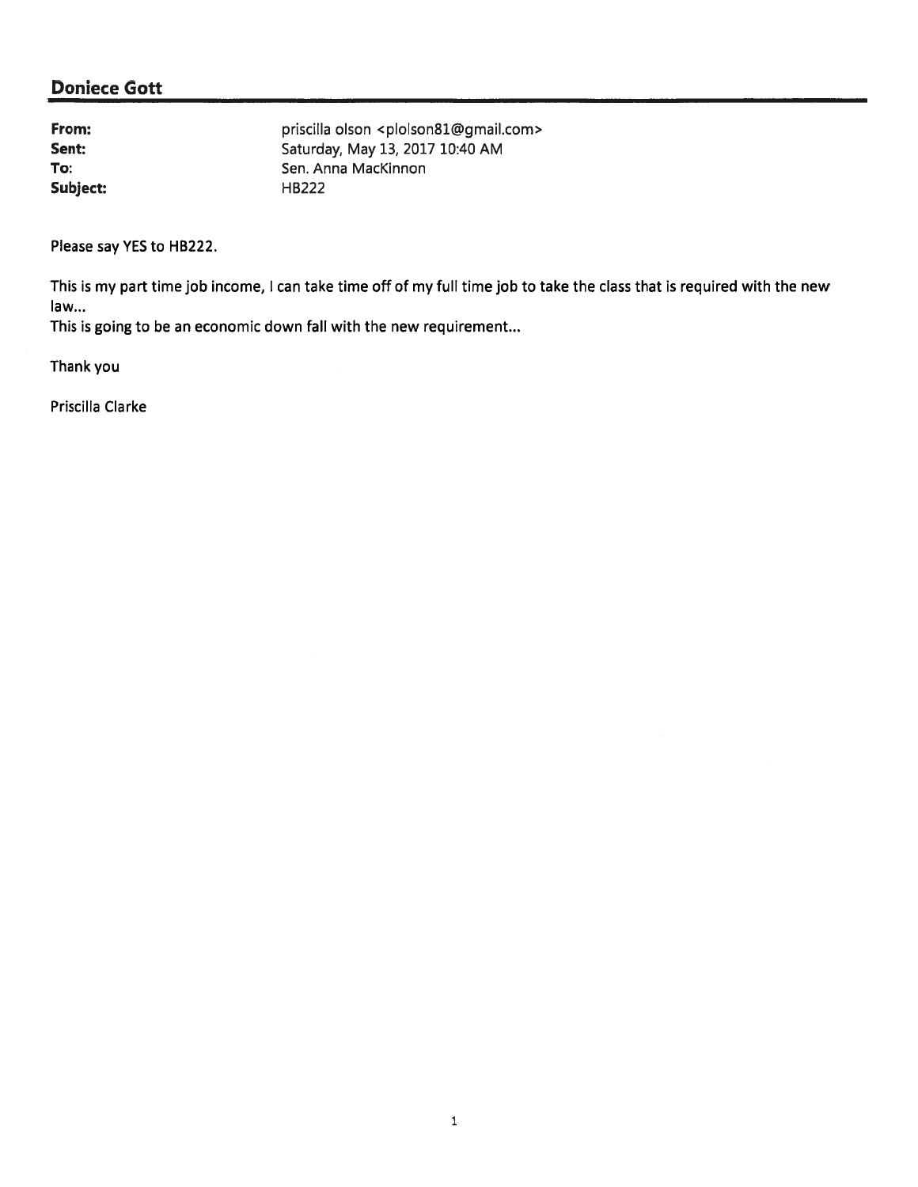## Doniece Gott

| | |
|---|---|
| **From:** | priscilla olson <plolson81@gmail.com> |
| **Sent:** | Saturday, May 13, 2017 10:40 AM |
| **To:** | Sen. Anna MacKinnon |
| **Subject:** | HB222 |

Please say YES to HB222.

This is my part time job income, I can take time off of my full time job to take the class that is required with the new law...
This is going to be an economic down fall with the new requirement...

Thank you

Priscilla Clarke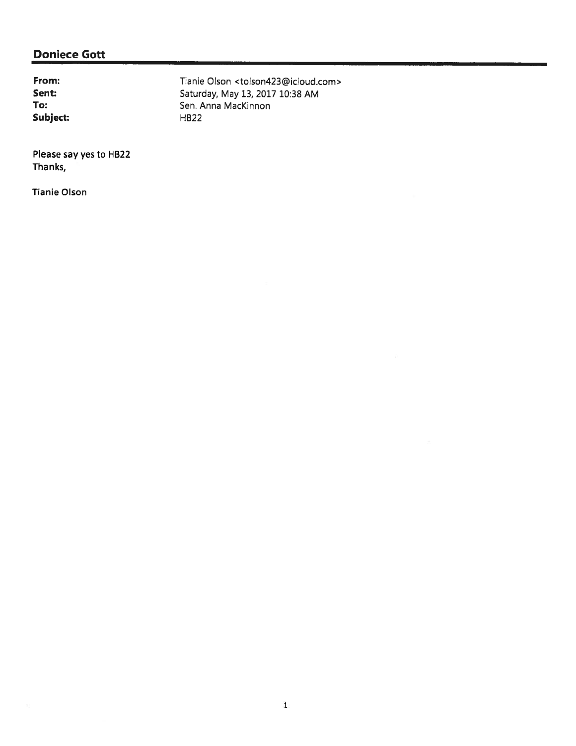## Doniece Gott

**From:** Tianie Olson <tolson423@icloud.com>
**Sent:** Saturday, May 13, 2017 10:38 AM
**To:** Sen. Anna MacKinnon
**Subject:** HB22

Please say yes to HB22
Thanks,

Tianie Olson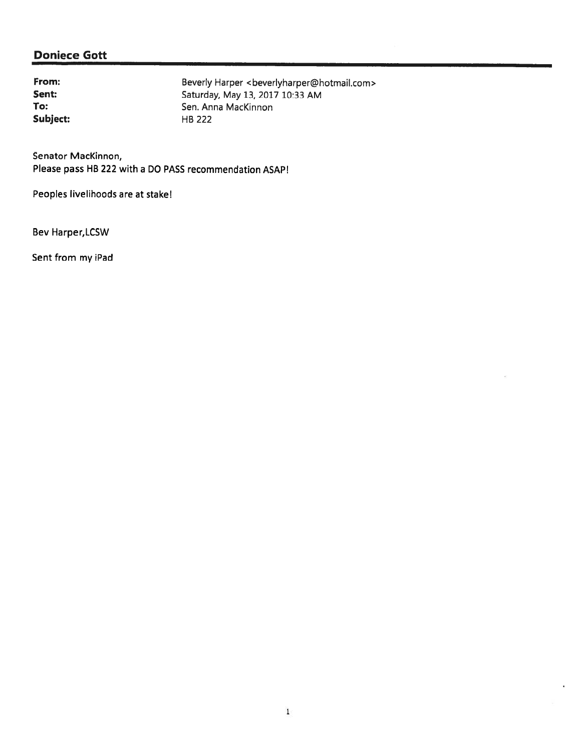## Doniece Gott

| | |
|---|---|
| **From:** | Beverly Harper <beverlyharper@hotmail.com> |
| **Sent:** | Saturday, May 13, 2017 10:33 AM |
| **To:** | Sen. Anna MacKinnon |
| **Subject:** | HB 222 |

Senator MacKinnon,
Please pass HB 222 with a DO PASS recommendation ASAP!

Peoples livelihoods are at stake!

Bev Harper,LCSW

Sent from my iPad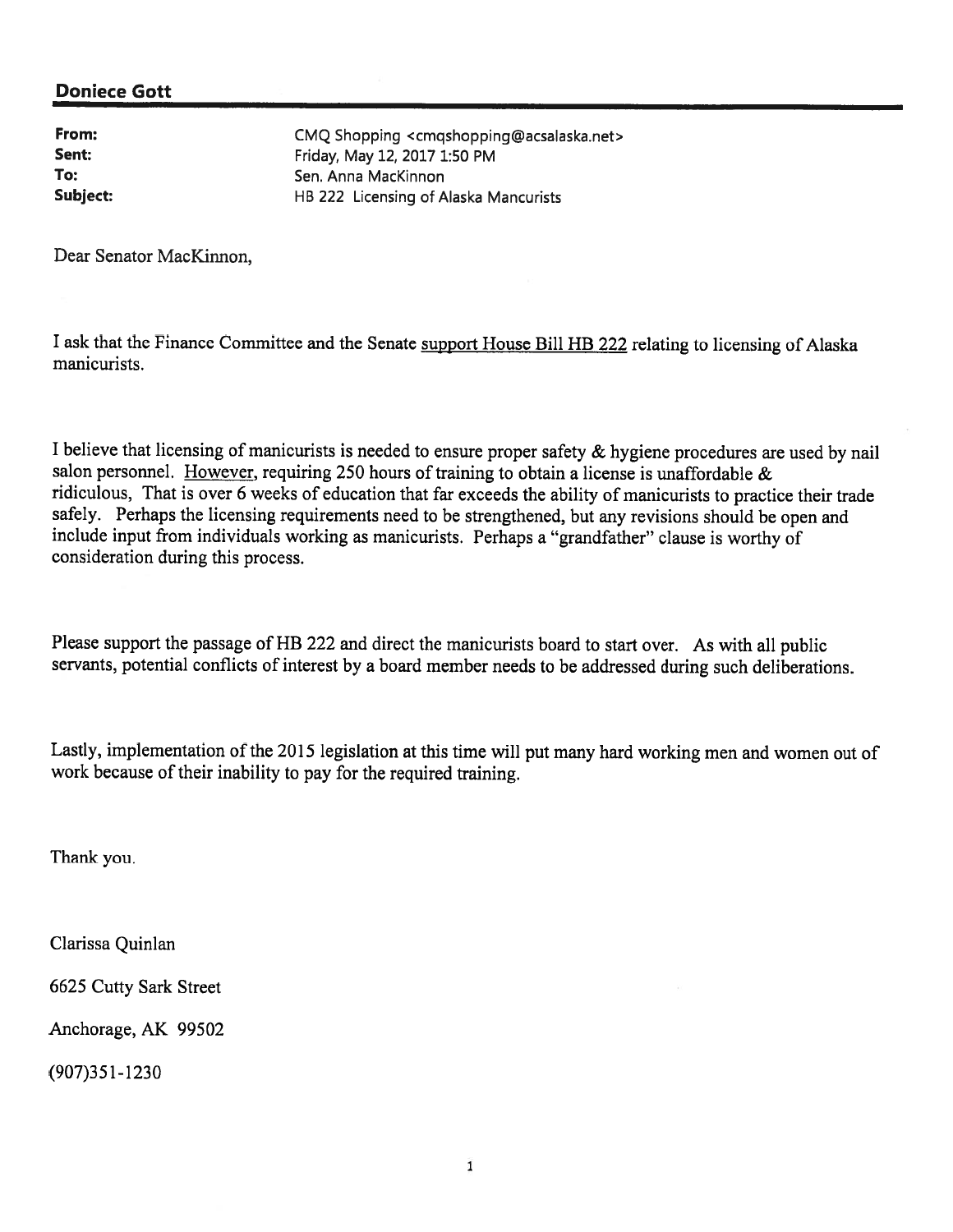**Doniece Gott**

| | |
|---|---|
| **From:** | CMQ Shopping <cmqshopping@acsalaska.net> |
| **Sent:** | Friday, May 12, 2017 1:50 PM |
| **To:** | Sen. Anna MacKinnon |
| **Subject:** | HB 222 Licensing of Alaska Mancurists |

Dear Senator MacKinnon,

I ask that the Finance Committee and the Senate support House Bill HB 222 relating to licensing of Alaska manicurists.

I believe that licensing of manicurists is needed to ensure proper safety & hygiene procedures are used by nail salon personnel. However, requiring 250 hours of training to obtain a license is unaffordable & ridiculous, That is over 6 weeks of education that far exceeds the ability of manicurists to practice their trade safely. Perhaps the licensing requirements need to be strengthened, but any revisions should be open and include input from individuals working as manicurists. Perhaps a "grandfather" clause is worthy of consideration during this process.

Please support the passage of HB 222 and direct the manicurists board to start over. As with all public servants, potential conflicts of interest by a board member needs to be addressed during such deliberations.

Lastly, implementation of the 2015 legislation at this time will put many hard working men and women out of work because of their inability to pay for the required training.

Thank you.

Clarissa Quinlan

6625 Cutty Sark Street

Anchorage, AK 99502

(907)351-1230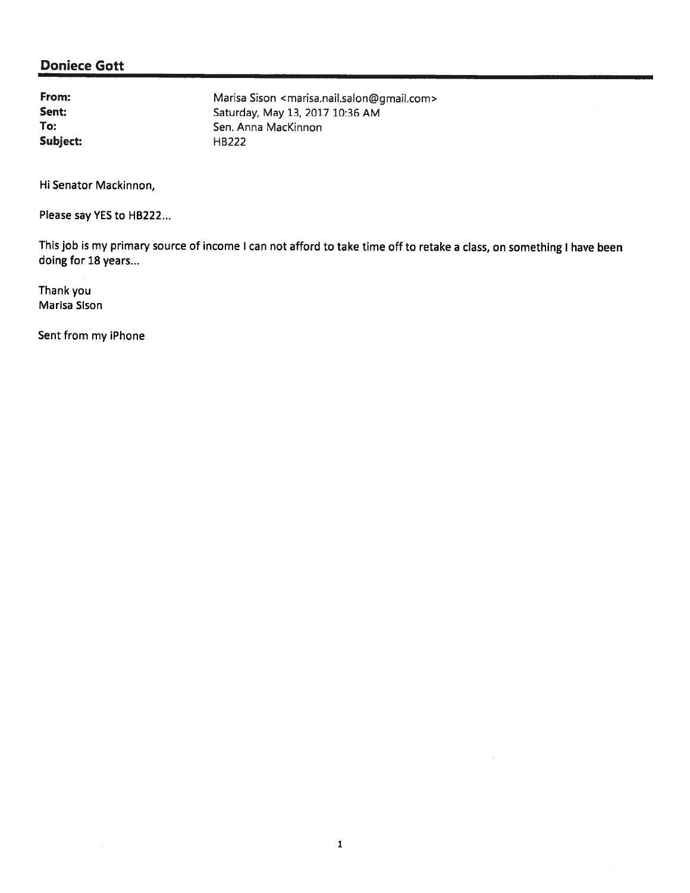## Doniece Gott

**From:** Marisa Sison <marisa.nail.salon@gmail.com>
**Sent:** Saturday, May 13, 2017 10:36 AM
**To:** Sen. Anna MacKinnon
**Subject:** HB222

Hi Senator Mackinnon,

Please say YES to HB222...

This job is my primary source of income I can not afford to take time off to retake a class, on something I have been doing for 18 years...

Thank you
Marisa Sison

Sent from my iPhone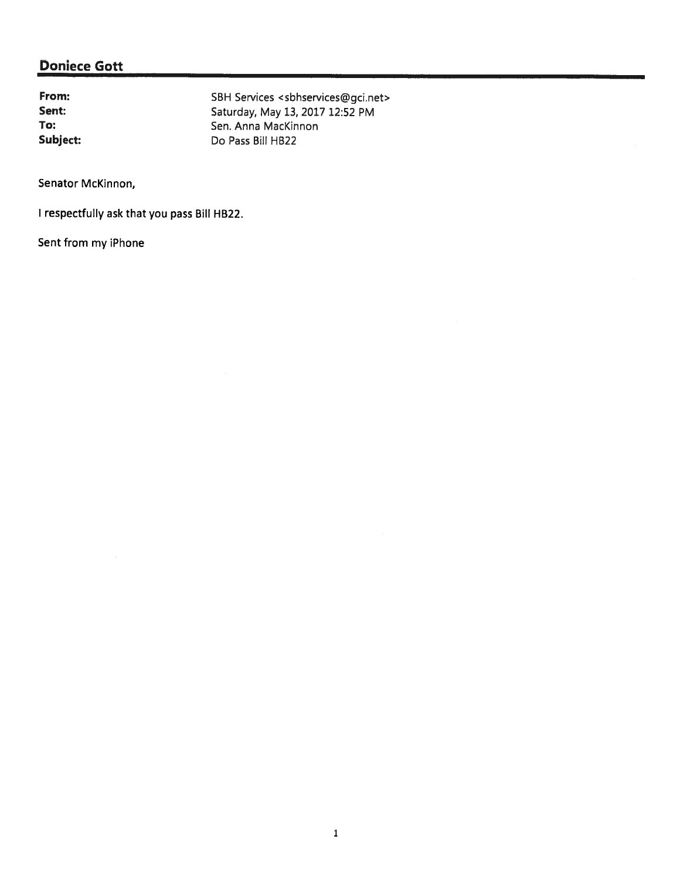## Doniece Gott

**From:** SBH Services <sbhservices@gci.net>
**Sent:** Saturday, May 13, 2017 12:52 PM
**To:** Sen. Anna MacKinnon
**Subject:** Do Pass Bill HB22

Senator McKinnon,

I respectfully ask that you pass Bill HB22.

Sent from my iPhone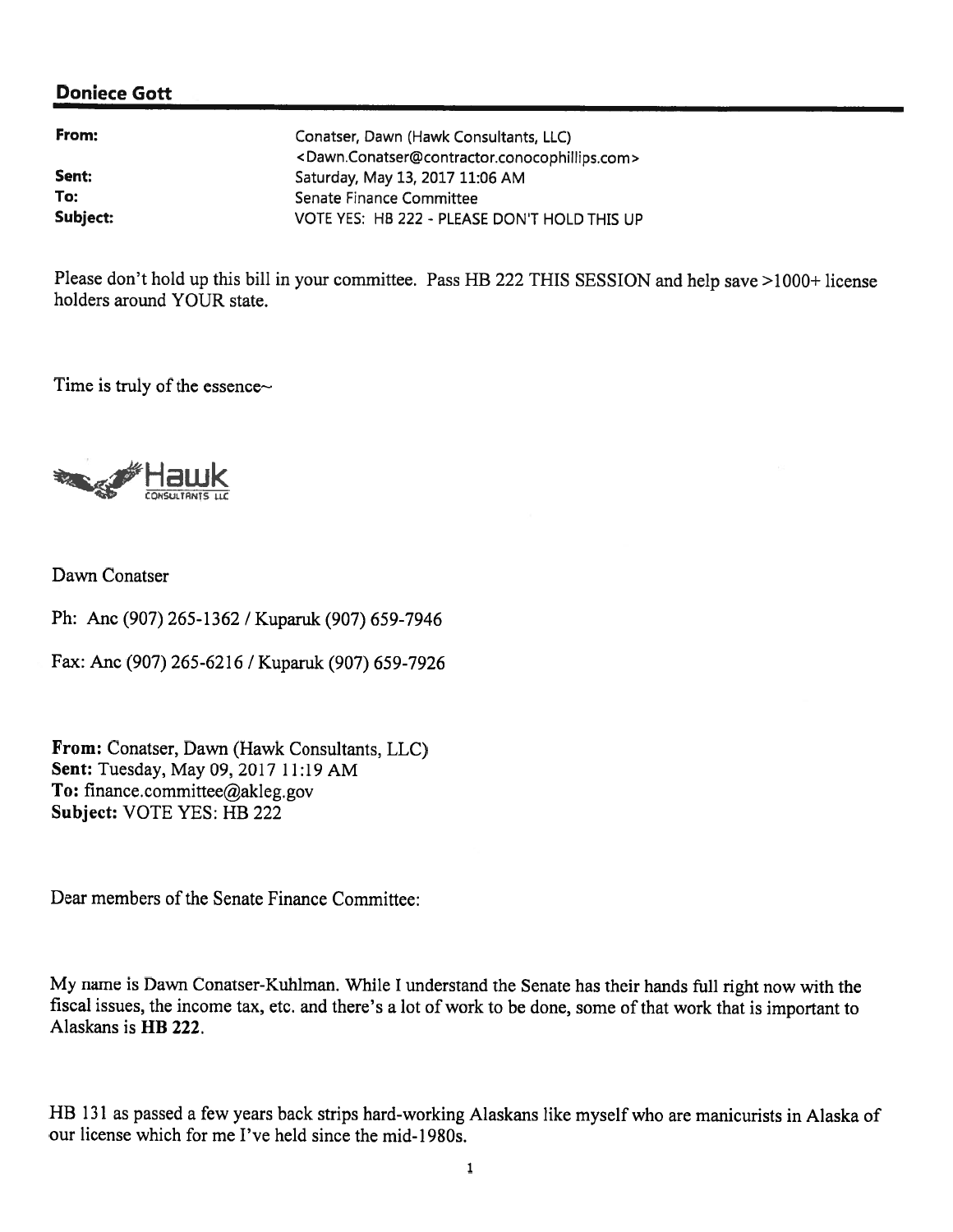**Doniece Gott**

| | |
|---|---|
| **From:** | Conatser, Dawn (Hawk Consultants, LLC) <Dawn.Conatser@contractor.conocophillips.com> |
| **Sent:** | Saturday, May 13, 2017 11:06 AM |
| **To:** | Senate Finance Committee |
| **Subject:** | VOTE YES: HB 222 - PLEASE DON'T HOLD THIS UP |

Please don't hold up this bill in your committee. Pass HB 222 THIS SESSION and help save >1000+ license holders around YOUR state.

Time is truly of the essence~

Hawk CONSULTANTS LLC

Dawn Conatser

Ph: Anc (907) 265-1362 / Kuparuk (907) 659-7946

Fax: Anc (907) 265-6216 / Kuparuk (907) 659-7926

**From:** Conatser, Dawn (Hawk Consultants, LLC)
**Sent:** Tuesday, May 09, 2017 11:19 AM
**To:** finance.committee@akleg.gov
**Subject:** VOTE YES: HB 222

Dear members of the Senate Finance Committee:

My name is Dawn Conatser-Kuhlman. While I understand the Senate has their hands full right now with the fiscal issues, the income tax, etc. and there's a lot of work to be done, some of that work that is important to Alaskans is **HB 222**.

HB 131 as passed a few years back strips hard-working Alaskans like myself who are manicurists in Alaska of our license which for me I've held since the mid-1980s.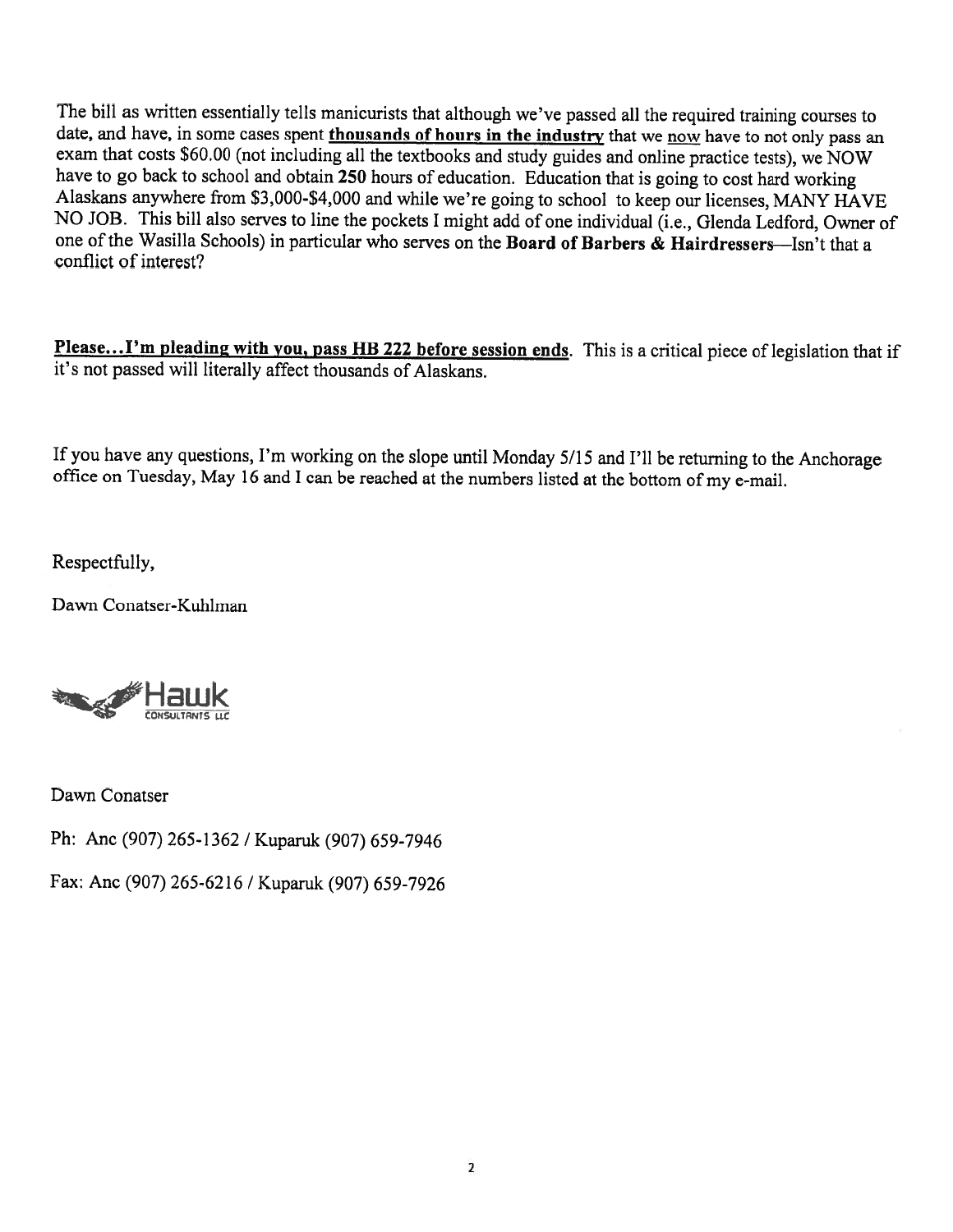The bill as written essentially tells manicurists that although we've passed all the required training courses to date, and have, in some cases spent **thousands of hours in the industry** that we now have to not only pass an exam that costs $60.00 (not including all the textbooks and study guides and online practice tests), we NOW have to go back to school and obtain **250** hours of education. Education that is going to cost hard working Alaskans anywhere from $3,000-$4,000 and while we're going to school to keep our licenses, MANY HAVE NO JOB. This bill also serves to line the pockets I might add of one individual (i.e., Glenda Ledford, Owner of one of the Wasilla Schools) in particular who serves on the **Board of Barbers & Hairdressers**—Isn't that a conflict of interest?

**Please...I'm pleading with you, pass HB 222 before session ends**. This is a critical piece of legislation that if it's not passed will literally affect thousands of Alaskans.

If you have any questions, I'm working on the slope until Monday 5/15 and I'll be returning to the Anchorage office on Tuesday, May 16 and I can be reached at the numbers listed at the bottom of my e-mail.

Respectfully,

Dawn Conatser-Kuhlman

Hawk CONSULTANTS LLC

Dawn Conatser

Ph: Anc (907) 265-1362 / Kuparuk (907) 659-7946

Fax: Anc (907) 265-6216 / Kuparuk (907) 659-7926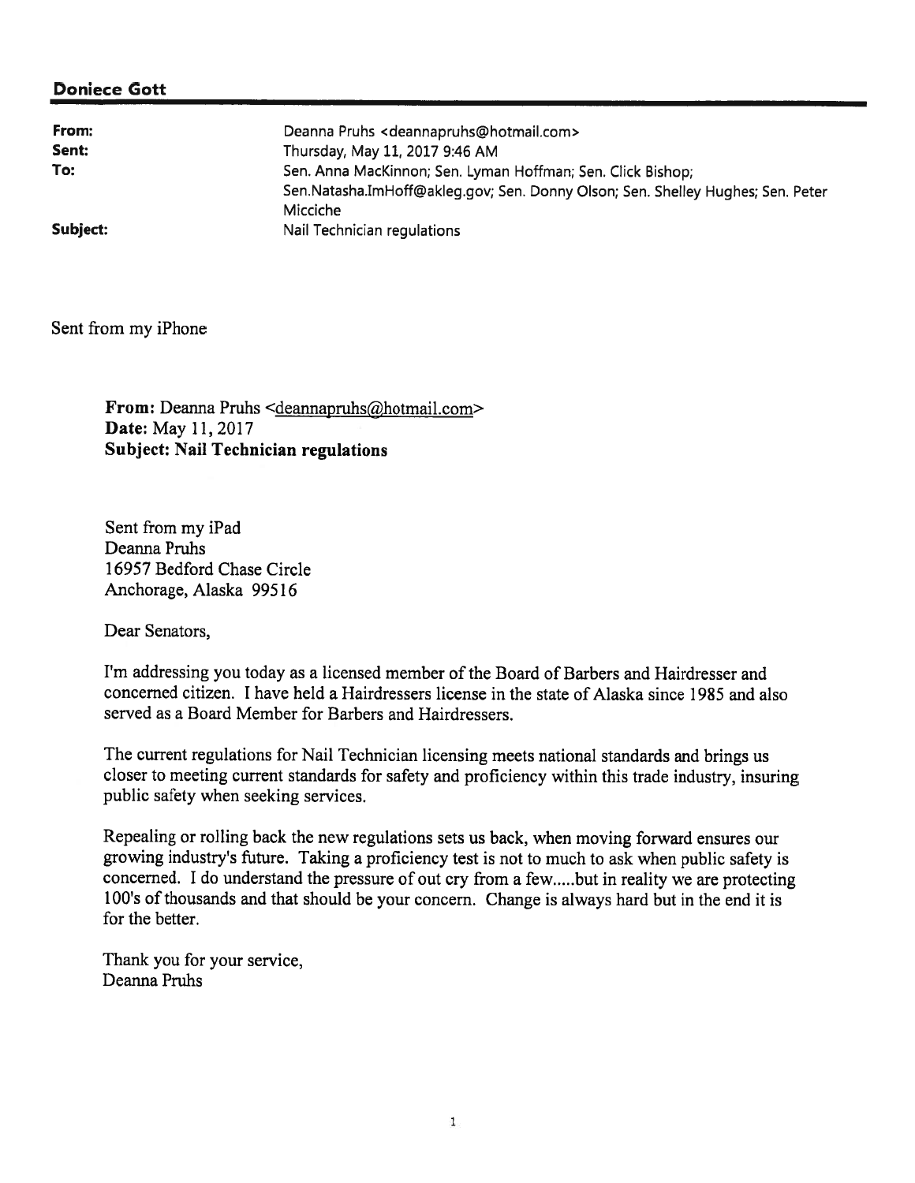**Doniece Gott**

| | |
|---|---|
| **From:** | Deanna Pruhs <deannapruhs@hotmail.com> |
| **Sent:** | Thursday, May 11, 2017 9:46 AM |
| **To:** | Sen. Anna MacKinnon; Sen. Lyman Hoffman; Sen. Click Bishop; Sen.Natasha.ImHoff@akleg.gov; Sen. Donny Olson; Sen. Shelley Hughes; Sen. Peter Micciche |
| **Subject:** | Nail Technician regulations |

Sent from my iPhone

> **From:** Deanna Pruhs <deannapruhs@hotmail.com>
> **Date:** May 11, 2017
> **Subject: Nail Technician regulations**
>
> Sent from my iPad
> Deanna Pruhs
> 16957 Bedford Chase Circle
> Anchorage, Alaska 99516
>
> Dear Senators,
>
> I'm addressing you today as a licensed member of the Board of Barbers and Hairdresser and concerned citizen. I have held a Hairdressers license in the state of Alaska since 1985 and also served as a Board Member for Barbers and Hairdressers.
>
> The current regulations for Nail Technician licensing meets national standards and brings us closer to meeting current standards for safety and proficiency within this trade industry, insuring public safety when seeking services.
>
> Repealing or rolling back the new regulations sets us back, when moving forward ensures our growing industry's future. Taking a proficiency test is not to much to ask when public safety is concerned. I do understand the pressure of out cry from a few.....but in reality we are protecting 100's of thousands and that should be your concern. Change is always hard but in the end it is for the better.
>
> Thank you for your service,
> Deanna Pruhs